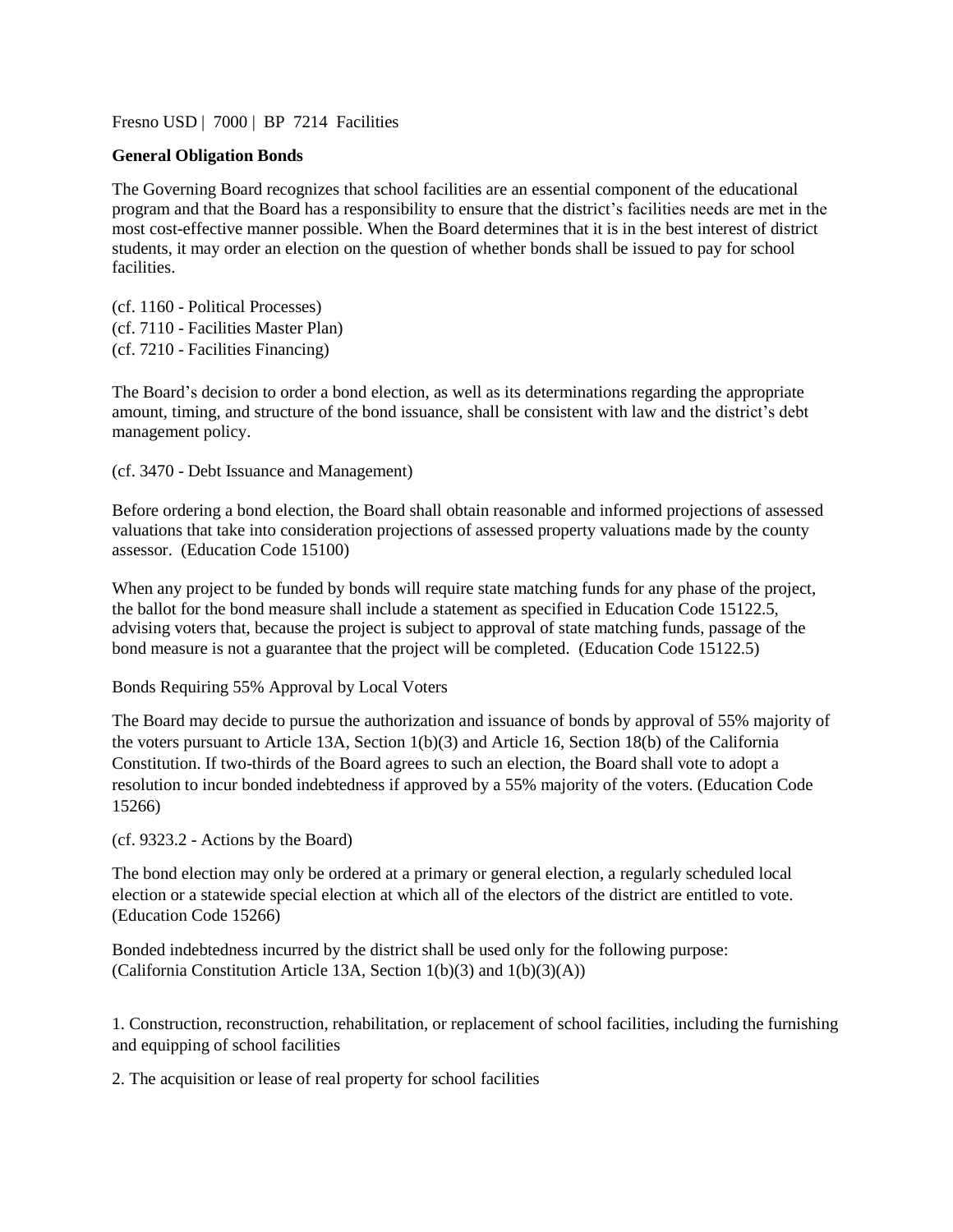Fresno USD | 7000 | BP 7214 Facilities

**General Obligation Bonds**

The Governing Board recognizes that school facilities are an essential component of the educational program and that the Board has a responsibility to ensure that the district's facilities needs are met in the most cost-effective manner possible. When the Board determines that it is in the best interest of district students, it may order an election on the question of whether bonds shall be issued to pay for school facilities.

(cf. 1160 - Political Processes)
(cf. 7110 - Facilities Master Plan)
(cf. 7210 - Facilities Financing)

The Board's decision to order a bond election, as well as its determinations regarding the appropriate amount, timing, and structure of the bond issuance, shall be consistent with law and the district's debt management policy.

(cf. 3470 - Debt Issuance and Management)

Before ordering a bond election, the Board shall obtain reasonable and informed projections of assessed valuations that take into consideration projections of assessed property valuations made by the county assessor. (Education Code 15100)

When any project to be funded by bonds will require state matching funds for any phase of the project, the ballot for the bond measure shall include a statement as specified in Education Code 15122.5, advising voters that, because the project is subject to approval of state matching funds, passage of the bond measure is not a guarantee that the project will be completed. (Education Code 15122.5)

Bonds Requiring 55% Approval by Local Voters

The Board may decide to pursue the authorization and issuance of bonds by approval of 55% majority of the voters pursuant to Article 13A, Section 1(b)(3) and Article 16, Section 18(b) of the California Constitution. If two-thirds of the Board agrees to such an election, the Board shall vote to adopt a resolution to incur bonded indebtedness if approved by a 55% majority of the voters. (Education Code 15266)

(cf. 9323.2 - Actions by the Board)

The bond election may only be ordered at a primary or general election, a regularly scheduled local election or a statewide special election at which all of the electors of the district are entitled to vote. (Education Code 15266)

Bonded indebtedness incurred by the district shall be used only for the following purpose: (California Constitution Article 13A, Section 1(b)(3) and 1(b)(3)(A))

1. Construction, reconstruction, rehabilitation, or replacement of school facilities, including the furnishing and equipping of school facilities

2. The acquisition or lease of real property for school facilities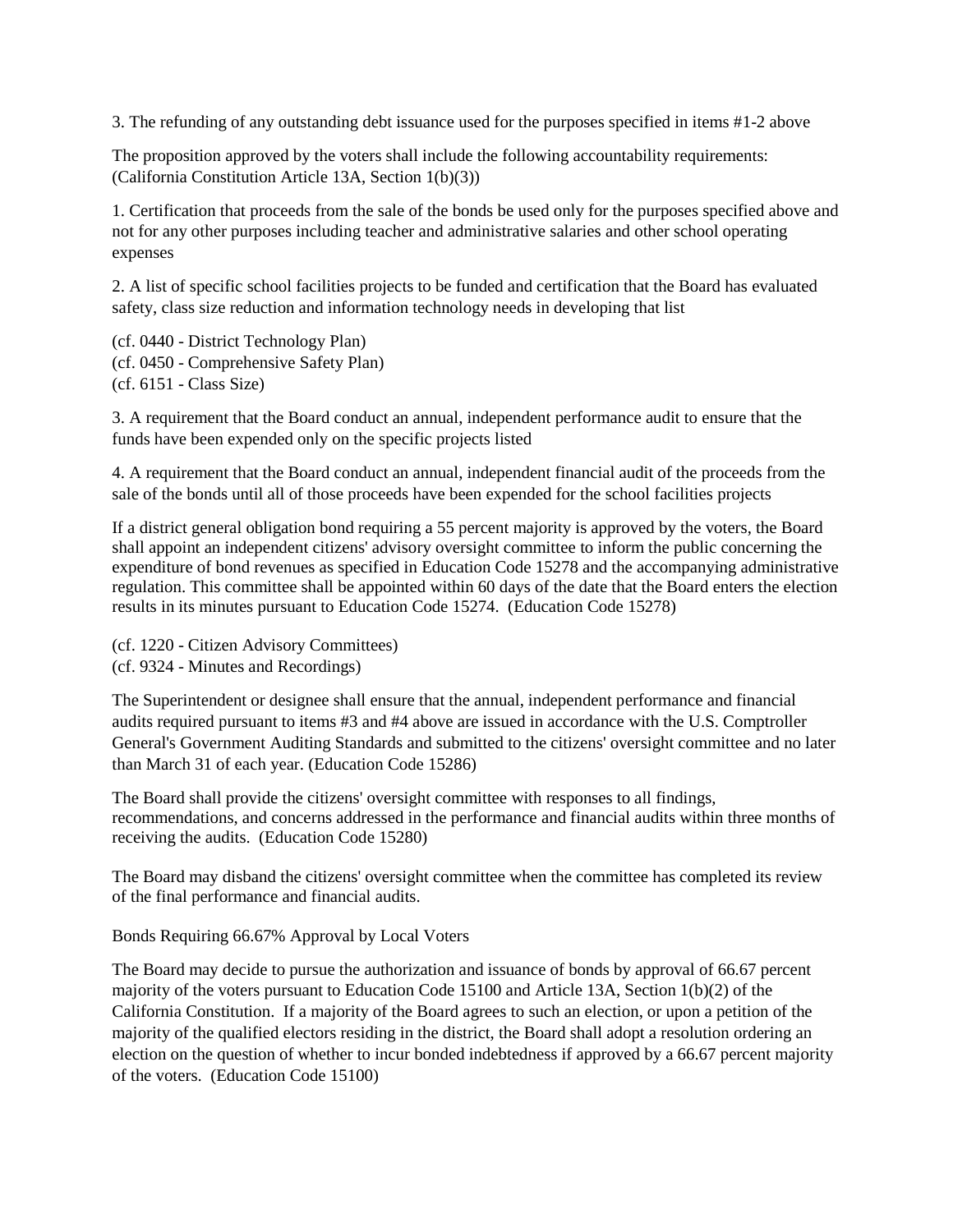3. The refunding of any outstanding debt issuance used for the purposes specified in items #1-2 above

The proposition approved by the voters shall include the following accountability requirements: (California Constitution Article 13A, Section 1(b)(3))

1. Certification that proceeds from the sale of the bonds be used only for the purposes specified above and not for any other purposes including teacher and administrative salaries and other school operating expenses

2. A list of specific school facilities projects to be funded and certification that the Board has evaluated safety, class size reduction and information technology needs in developing that list

(cf. 0440 - District Technology Plan)
(cf. 0450 - Comprehensive Safety Plan)
(cf. 6151 - Class Size)

3. A requirement that the Board conduct an annual, independent performance audit to ensure that the funds have been expended only on the specific projects listed

4. A requirement that the Board conduct an annual, independent financial audit of the proceeds from the sale of the bonds until all of those proceeds have been expended for the school facilities projects

If a district general obligation bond requiring a 55 percent majority is approved by the voters, the Board shall appoint an independent citizens' advisory oversight committee to inform the public concerning the expenditure of bond revenues as specified in Education Code 15278 and the accompanying administrative regulation. This committee shall be appointed within 60 days of the date that the Board enters the election results in its minutes pursuant to Education Code 15274. (Education Code 15278)

(cf. 1220 - Citizen Advisory Committees)
(cf. 9324 - Minutes and Recordings)

The Superintendent or designee shall ensure that the annual, independent performance and financial audits required pursuant to items #3 and #4 above are issued in accordance with the U.S. Comptroller General's Government Auditing Standards and submitted to the citizens' oversight committee and no later than March 31 of each year. (Education Code 15286)

The Board shall provide the citizens' oversight committee with responses to all findings, recommendations, and concerns addressed in the performance and financial audits within three months of receiving the audits. (Education Code 15280)

The Board may disband the citizens' oversight committee when the committee has completed its review of the final performance and financial audits.

Bonds Requiring 66.67% Approval by Local Voters

The Board may decide to pursue the authorization and issuance of bonds by approval of 66.67 percent majority of the voters pursuant to Education Code 15100 and Article 13A, Section 1(b)(2) of the California Constitution. If a majority of the Board agrees to such an election, or upon a petition of the majority of the qualified electors residing in the district, the Board shall adopt a resolution ordering an election on the question of whether to incur bonded indebtedness if approved by a 66.67 percent majority of the voters. (Education Code 15100)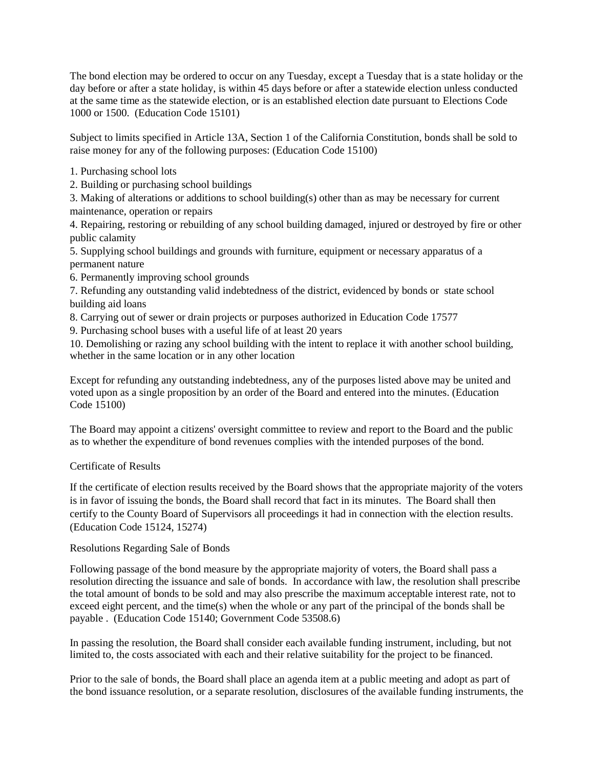The bond election may be ordered to occur on any Tuesday, except a Tuesday that is a state holiday or the day before or after a state holiday, is within 45 days before or after a statewide election unless conducted at the same time as the statewide election, or is an established election date pursuant to Elections Code 1000 or 1500. (Education Code 15101)

Subject to limits specified in Article 13A, Section 1 of the California Constitution, bonds shall be sold to raise money for any of the following purposes: (Education Code 15100)

1. Purchasing school lots
2. Building or purchasing school buildings
3. Making of alterations or additions to school building(s) other than as may be necessary for current maintenance, operation or repairs
4. Repairing, restoring or rebuilding of any school building damaged, injured or destroyed by fire or other public calamity
5. Supplying school buildings and grounds with furniture, equipment or necessary apparatus of a permanent nature
6. Permanently improving school grounds
7. Refunding any outstanding valid indebtedness of the district, evidenced by bonds or state school building aid loans
8. Carrying out of sewer or drain projects or purposes authorized in Education Code 17577
9. Purchasing school buses with a useful life of at least 20 years
10. Demolishing or razing any school building with the intent to replace it with another school building, whether in the same location or in any other location

Except for refunding any outstanding indebtedness, any of the purposes listed above may be united and voted upon as a single proposition by an order of the Board and entered into the minutes. (Education Code 15100)

The Board may appoint a citizens' oversight committee to review and report to the Board and the public as to whether the expenditure of bond revenues complies with the intended purposes of the bond.

Certificate of Results

If the certificate of election results received by the Board shows that the appropriate majority of the voters is in favor of issuing the bonds, the Board shall record that fact in its minutes. The Board shall then certify to the County Board of Supervisors all proceedings it had in connection with the election results. (Education Code 15124, 15274)

Resolutions Regarding Sale of Bonds

Following passage of the bond measure by the appropriate majority of voters, the Board shall pass a resolution directing the issuance and sale of bonds. In accordance with law, the resolution shall prescribe the total amount of bonds to be sold and may also prescribe the maximum acceptable interest rate, not to exceed eight percent, and the time(s) when the whole or any part of the principal of the bonds shall be payable . (Education Code 15140; Government Code 53508.6)

In passing the resolution, the Board shall consider each available funding instrument, including, but not limited to, the costs associated with each and their relative suitability for the project to be financed.

Prior to the sale of bonds, the Board shall place an agenda item at a public meeting and adopt as part of the bond issuance resolution, or a separate resolution, disclosures of the available funding instruments, the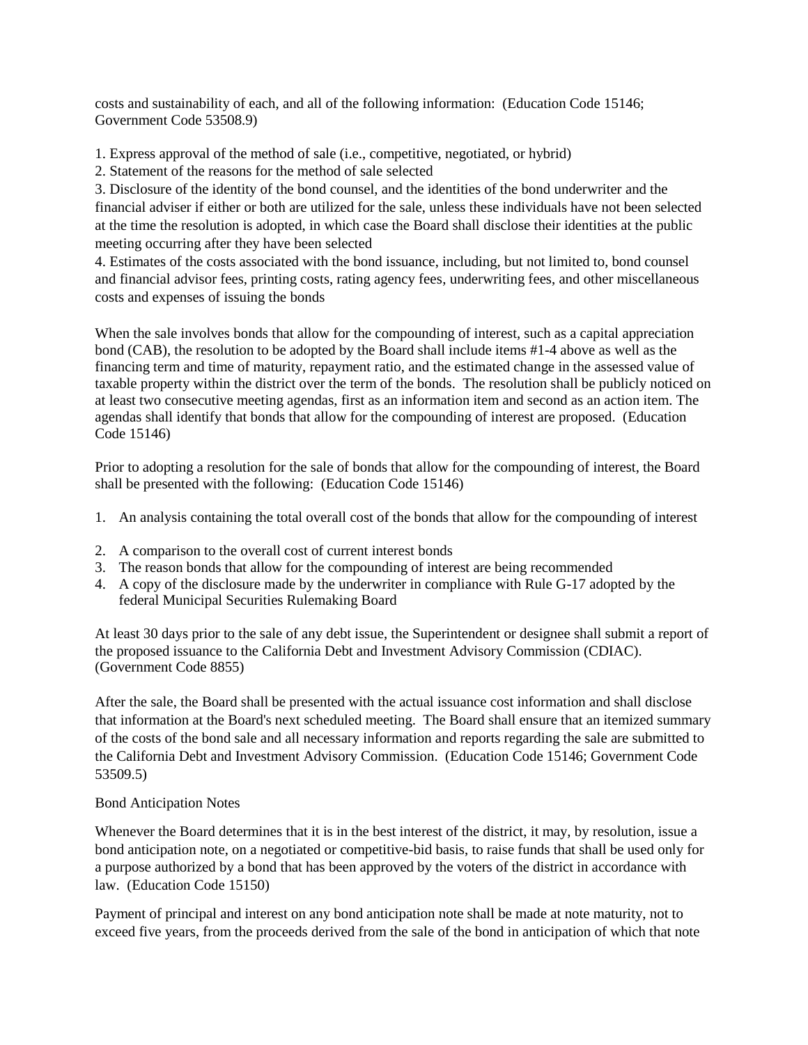costs and sustainability of each, and all of the following information: (Education Code 15146; Government Code 53508.9)

1. Express approval of the method of sale (i.e., competitive, negotiated, or hybrid)
2. Statement of the reasons for the method of sale selected
3. Disclosure of the identity of the bond counsel, and the identities of the bond underwriter and the financial adviser if either or both are utilized for the sale, unless these individuals have not been selected at the time the resolution is adopted, in which case the Board shall disclose their identities at the public meeting occurring after they have been selected
4. Estimates of the costs associated with the bond issuance, including, but not limited to, bond counsel and financial advisor fees, printing costs, rating agency fees, underwriting fees, and other miscellaneous costs and expenses of issuing the bonds

When the sale involves bonds that allow for the compounding of interest, such as a capital appreciation bond (CAB), the resolution to be adopted by the Board shall include items #1-4 above as well as the financing term and time of maturity, repayment ratio, and the estimated change in the assessed value of taxable property within the district over the term of the bonds. The resolution shall be publicly noticed on at least two consecutive meeting agendas, first as an information item and second as an action item. The agendas shall identify that bonds that allow for the compounding of interest are proposed. (Education Code 15146)

Prior to adopting a resolution for the sale of bonds that allow for the compounding of interest, the Board shall be presented with the following: (Education Code 15146)

1. An analysis containing the total overall cost of the bonds that allow for the compounding of interest
2. A comparison to the overall cost of current interest bonds
3. The reason bonds that allow for the compounding of interest are being recommended
4. A copy of the disclosure made by the underwriter in compliance with Rule G-17 adopted by the federal Municipal Securities Rulemaking Board

At least 30 days prior to the sale of any debt issue, the Superintendent or designee shall submit a report of the proposed issuance to the California Debt and Investment Advisory Commission (CDIAC). (Government Code 8855)

After the sale, the Board shall be presented with the actual issuance cost information and shall disclose that information at the Board's next scheduled meeting. The Board shall ensure that an itemized summary of the costs of the bond sale and all necessary information and reports regarding the sale are submitted to the California Debt and Investment Advisory Commission. (Education Code 15146; Government Code 53509.5)

Bond Anticipation Notes

Whenever the Board determines that it is in the best interest of the district, it may, by resolution, issue a bond anticipation note, on a negotiated or competitive-bid basis, to raise funds that shall be used only for a purpose authorized by a bond that has been approved by the voters of the district in accordance with law. (Education Code 15150)

Payment of principal and interest on any bond anticipation note shall be made at note maturity, not to exceed five years, from the proceeds derived from the sale of the bond in anticipation of which that note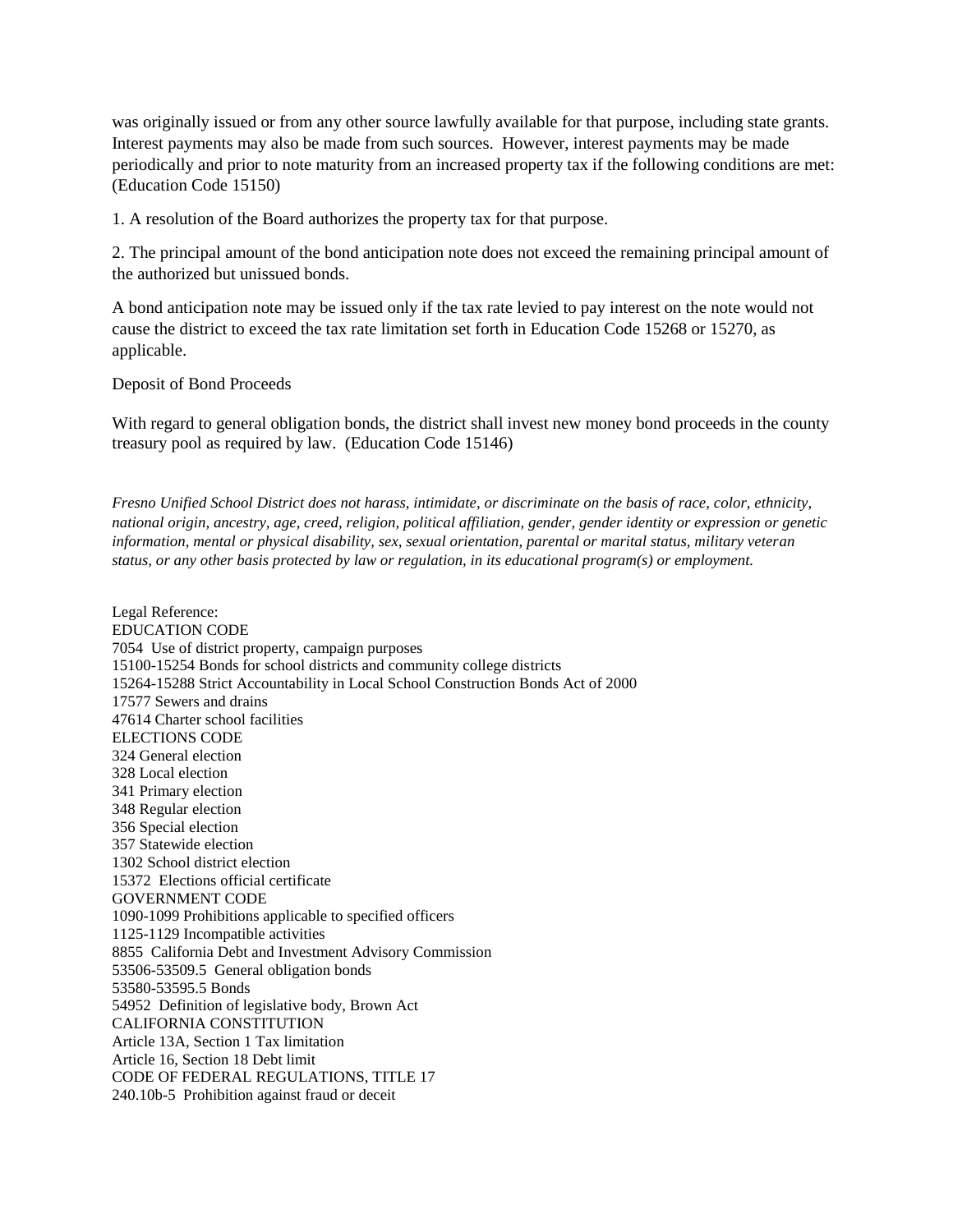was originally issued or from any other source lawfully available for that purpose, including state grants. Interest payments may also be made from such sources. However, interest payments may be made periodically and prior to note maturity from an increased property tax if the following conditions are met: (Education Code 15150)

1. A resolution of the Board authorizes the property tax for that purpose.

2. The principal amount of the bond anticipation note does not exceed the remaining principal amount of the authorized but unissued bonds.

A bond anticipation note may be issued only if the tax rate levied to pay interest on the note would not cause the district to exceed the tax rate limitation set forth in Education Code 15268 or 15270, as applicable.

Deposit of Bond Proceeds

With regard to general obligation bonds, the district shall invest new money bond proceeds in the county treasury pool as required by law. (Education Code 15146)

*Fresno Unified School District does not harass, intimidate, or discriminate on the basis of race, color, ethnicity, national origin, ancestry, age, creed, religion, political affiliation, gender, gender identity or expression or genetic information, mental or physical disability, sex, sexual orientation, parental or marital status, military veteran status, or any other basis protected by law or regulation, in its educational program(s) or employment.*

Legal Reference:
EDUCATION CODE
7054 Use of district property, campaign purposes
15100-15254 Bonds for school districts and community college districts
15264-15288 Strict Accountability in Local School Construction Bonds Act of 2000
17577 Sewers and drains
47614 Charter school facilities
ELECTIONS CODE
324 General election
328 Local election
341 Primary election
348 Regular election
356 Special election
357 Statewide election
1302 School district election
15372 Elections official certificate
GOVERNMENT CODE
1090-1099 Prohibitions applicable to specified officers
1125-1129 Incompatible activities
8855 California Debt and Investment Advisory Commission
53506-53509.5 General obligation bonds
53580-53595.5 Bonds
54952 Definition of legislative body, Brown Act
CALIFORNIA CONSTITUTION
Article 13A, Section 1 Tax limitation
Article 16, Section 18 Debt limit
CODE OF FEDERAL REGULATIONS, TITLE 17
240.10b-5 Prohibition against fraud or deceit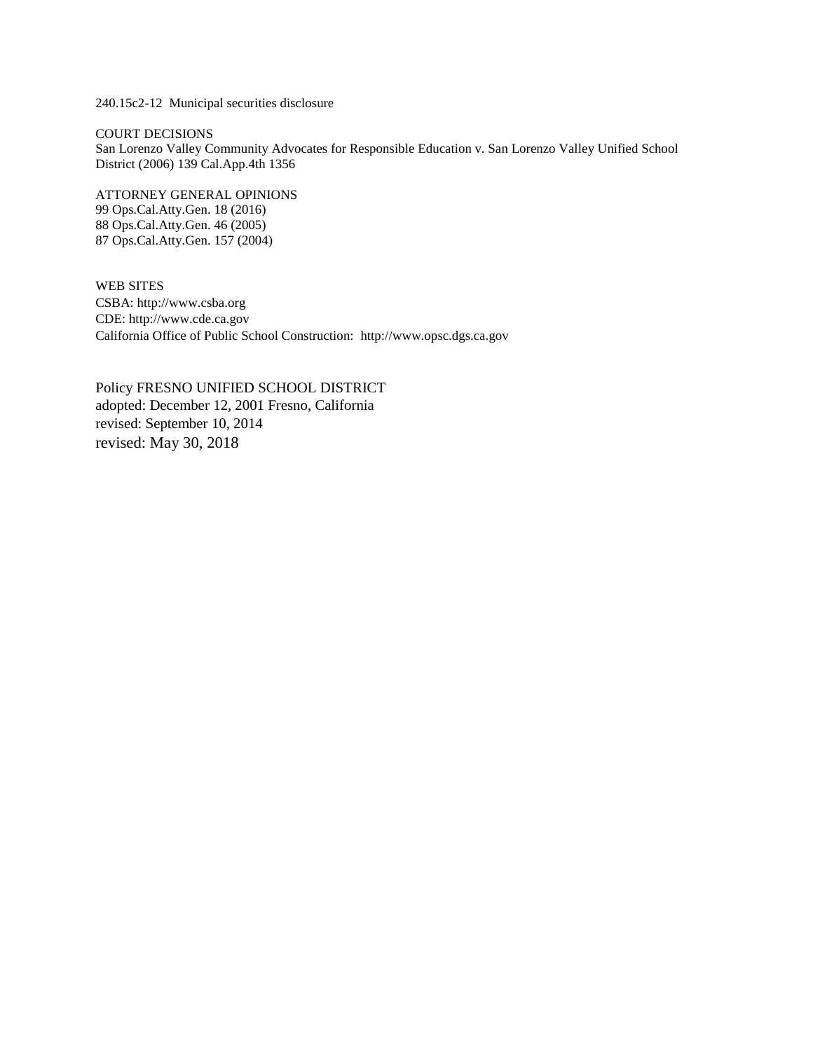240.15c2-12 Municipal securities disclosure

COURT DECISIONS
San Lorenzo Valley Community Advocates for Responsible Education v. San Lorenzo Valley Unified School District (2006) 139 Cal.App.4th 1356

ATTORNEY GENERAL OPINIONS
99 Ops.Cal.Atty.Gen. 18 (2016)
88 Ops.Cal.Atty.Gen. 46 (2005)
87 Ops.Cal.Atty.Gen. 157 (2004)

WEB SITES
CSBA: http://www.csba.org
CDE: http://www.cde.ca.gov
California Office of Public School Construction: http://www.opsc.dgs.ca.gov

Policy FRESNO UNIFIED SCHOOL DISTRICT
adopted: December 12, 2001 Fresno, California
revised: September 10, 2014
revised: May 30, 2018